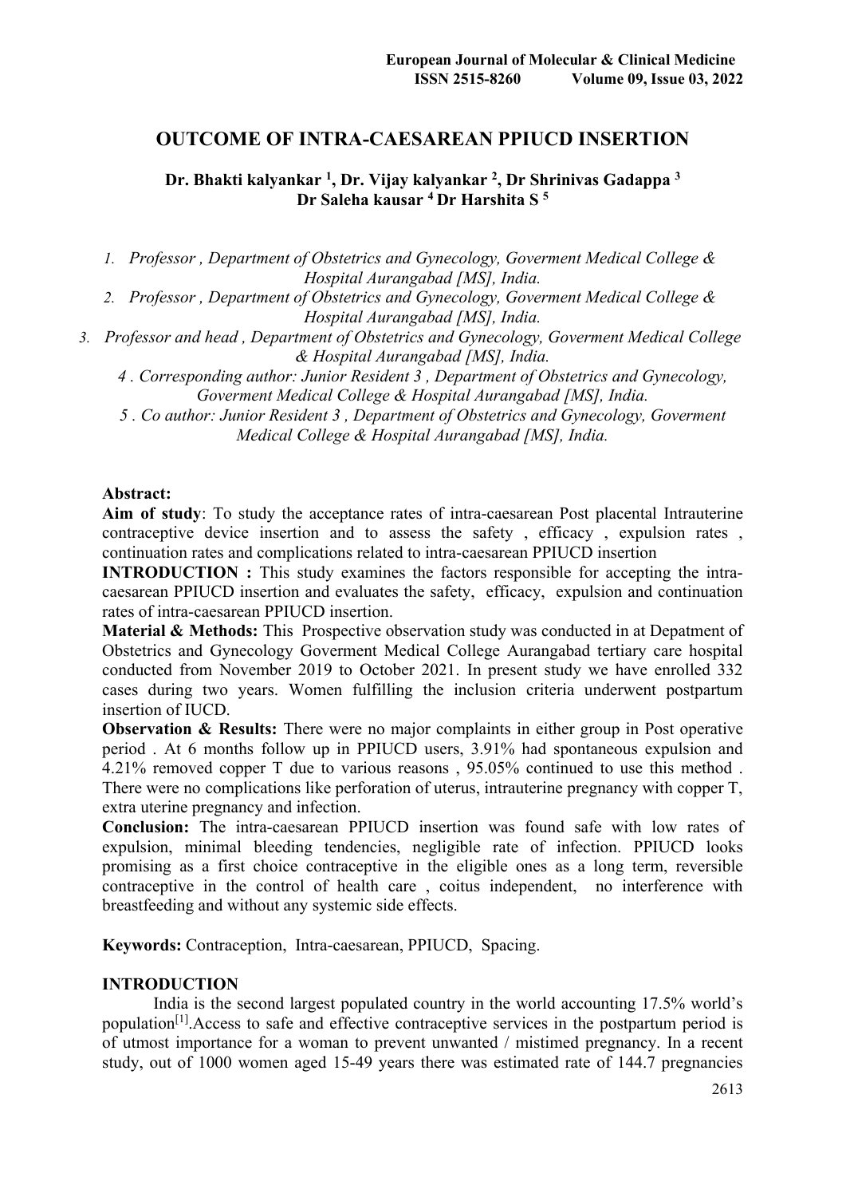# OUTCOME OF INTRA-CAESAREAN PPIUCD INSERTION

**Dr. Bhakti kalyankar [1], Dr. Vijay kalyankar [2], Dr Shrinivas Gadappa [3] Dr Saleha kausar [4] Dr Harshita S [5]**

1. *Professor , Department of Obstetrics and Gynecology, Goverment Medical College & Hospital Aurangabad [MS], India.*
2. *Professor , Department of Obstetrics and Gynecology, Goverment Medical College & Hospital Aurangabad [MS], India.*
3. *Professor and head , Department of Obstetrics and Gynecology, Goverment Medical College & Hospital Aurangabad [MS], India.*
4. *Corresponding author: Junior Resident 3 , Department of Obstetrics and Gynecology, Goverment Medical College & Hospital Aurangabad [MS], India.*
5. *Co author: Junior Resident 3 , Department of Obstetrics and Gynecology, Goverment Medical College & Hospital Aurangabad [MS], India.*

**Abstract:**

**Aim of study**: To study the acceptance rates of intra-caesarean Post placental Intrauterine contraceptive device insertion and to assess the safety , efficacy , expulsion rates , continuation rates and complications related to intra-caesarean PPIUCD insertion

**INTRODUCTION :** This study examines the factors responsible for accepting the intra-caesarean PPIUCD insertion and evaluates the safety, efficacy, expulsion and continuation rates of intra-caesarean PPIUCD insertion.

**Material & Methods:** This Prospective observation study was conducted in at Depatment of Obstetrics and Gynecology Goverment Medical College Aurangabad tertiary care hospital conducted from November 2019 to October 2021. In present study we have enrolled 332 cases during two years. Women fulfilling the inclusion criteria underwent postpartum insertion of IUCD.

**Observation & Results:** There were no major complaints in either group in Post operative period . At 6 months follow up in PPIUCD users, 3.91% had spontaneous expulsion and 4.21% removed copper T due to various reasons , 95.05% continued to use this method . There were no complications like perforation of uterus, intrauterine pregnancy with copper T, extra uterine pregnancy and infection.

**Conclusion:** The intra-caesarean PPIUCD insertion was found safe with low rates of expulsion, minimal bleeding tendencies, negligible rate of infection. PPIUCD looks promising as a first choice contraceptive in the eligible ones as a long term, reversible contraceptive in the control of health care , coitus independent, no interference with breastfeeding and without any systemic side effects.

**Keywords:** Contraception, Intra-caesarean, PPIUCD, Spacing.

## INTRODUCTION

India is the second largest populated country in the world accounting 17.5% world's population[1].Access to safe and effective contraceptive services in the postpartum period is of utmost importance for a woman to prevent unwanted / mistimed pregnancy. In a recent study, out of 1000 women aged 15-49 years there was estimated rate of 144.7 pregnancies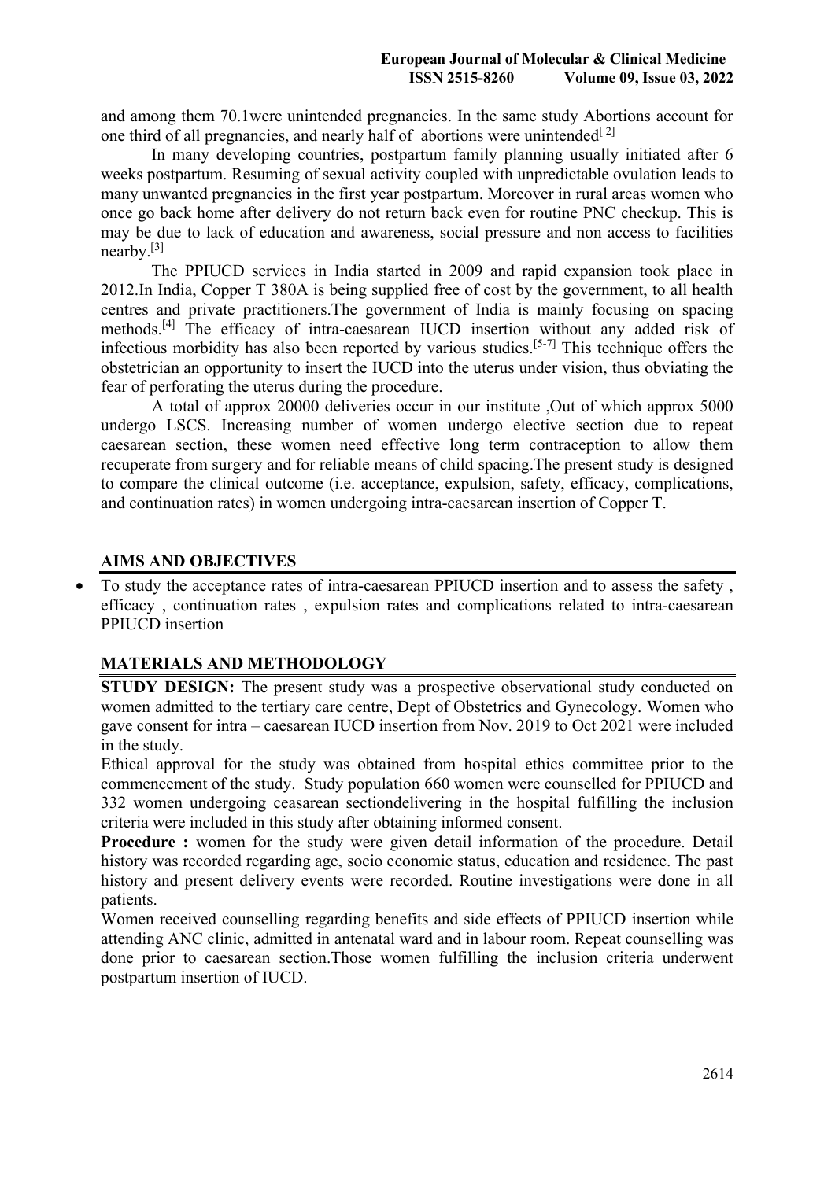and among them 70.1were unintended pregnancies. In the same study Abortions account for one third of all pregnancies, and nearly half of abortions were unintended[2]

In many developing countries, postpartum family planning usually initiated after 6 weeks postpartum. Resuming of sexual activity coupled with unpredictable ovulation leads to many unwanted pregnancies in the first year postpartum. Moreover in rural areas women who once go back home after delivery do not return back even for routine PNC checkup. This is may be due to lack of education and awareness, social pressure and non access to facilities nearby.[3]

The PPIUCD services in India started in 2009 and rapid expansion took place in 2012.In India, Copper T 380A is being supplied free of cost by the government, to all health centres and private practitioners.The government of India is mainly focusing on spacing methods.[4] The efficacy of intra-caesarean IUCD insertion without any added risk of infectious morbidity has also been reported by various studies.[5-7] This technique offers the obstetrician an opportunity to insert the IUCD into the uterus under vision, thus obviating the fear of perforating the uterus during the procedure.

A total of approx 20000 deliveries occur in our institute ,Out of which approx 5000 undergo LSCS. Increasing number of women undergo elective section due to repeat caesarean section, these women need effective long term contraception to allow them recuperate from surgery and for reliable means of child spacing.The present study is designed to compare the clinical outcome (i.e. acceptance, expulsion, safety, efficacy, complications, and continuation rates) in women undergoing intra-caesarean insertion of Copper T.

## AIMS AND OBJECTIVES

- To study the acceptance rates of intra-caesarean PPIUCD insertion and to assess the safety , efficacy , continuation rates , expulsion rates and complications related to intra-caesarean PPIUCD insertion

## MATERIALS AND METHODOLOGY

**STUDY DESIGN:** The present study was a prospective observational study conducted on women admitted to the tertiary care centre, Dept of Obstetrics and Gynecology. Women who gave consent for intra – caesarean IUCD insertion from Nov. 2019 to Oct 2021 were included in the study.

Ethical approval for the study was obtained from hospital ethics committee prior to the commencement of the study. Study population 660 women were counselled for PPIUCD and 332 women undergoing ceasarean sectiondelivering in the hospital fulfilling the inclusion criteria were included in this study after obtaining informed consent.

**Procedure :** women for the study were given detail information of the procedure. Detail history was recorded regarding age, socio economic status, education and residence. The past history and present delivery events were recorded. Routine investigations were done in all patients.

Women received counselling regarding benefits and side effects of PPIUCD insertion while attending ANC clinic, admitted in antenatal ward and in labour room. Repeat counselling was done prior to caesarean section.Those women fulfilling the inclusion criteria underwent postpartum insertion of IUCD.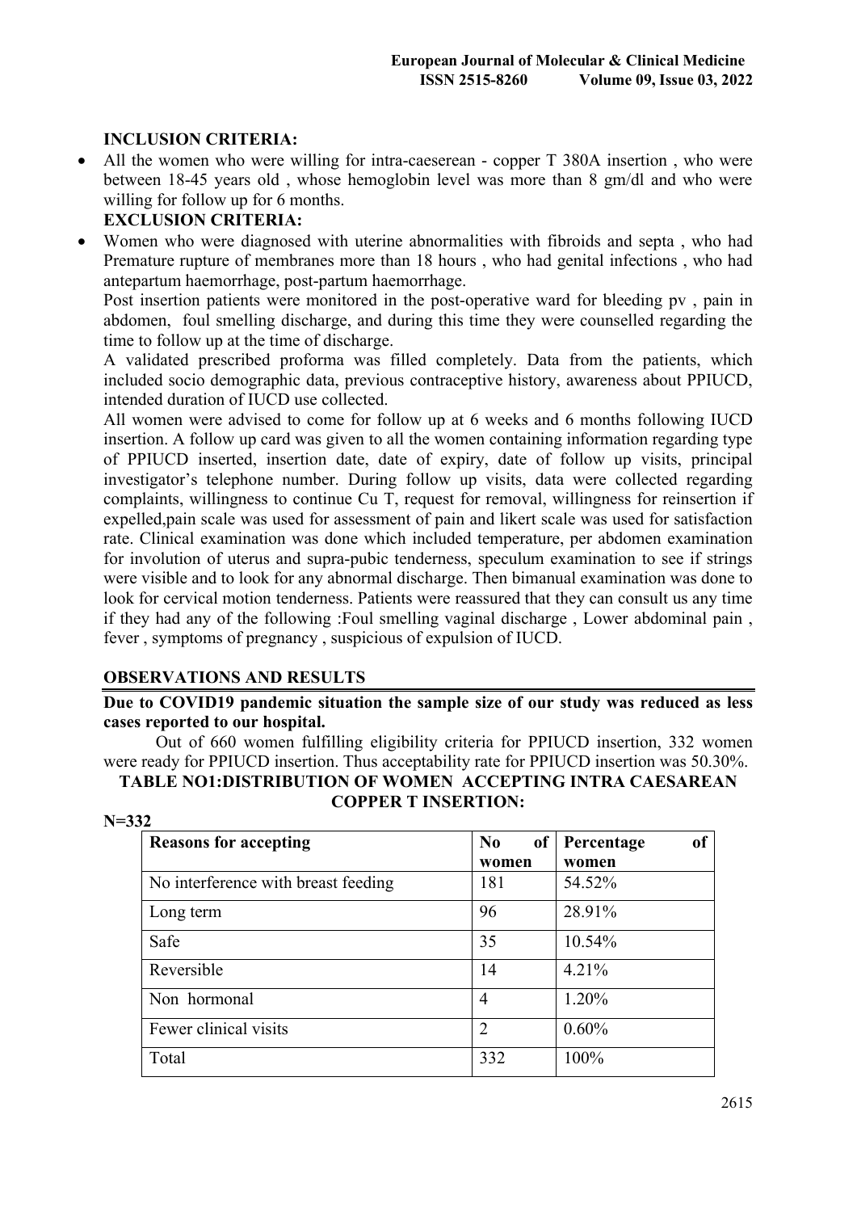**INCLUSION CRITERIA:**

- All the women who were willing for intra-caeserean - copper T 380A insertion , who were between 18-45 years old , whose hemoglobin level was more than 8 gm/dl and who were willing for follow up for 6 months.

**EXCLUSION CRITERIA:**

- Women who were diagnosed with uterine abnormalities with fibroids and septa , who had Premature rupture of membranes more than 18 hours , who had genital infections , who had antepartum haemorrhage, post-partum haemorrhage.

  Post insertion patients were monitored in the post-operative ward for bleeding pv , pain in abdomen, foul smelling discharge, and during this time they were counselled regarding the time to follow up at the time of discharge.

  A validated prescribed proforma was filled completely. Data from the patients, which included socio demographic data, previous contraceptive history, awareness about PPIUCD, intended duration of IUCD use collected.

  All women were advised to come for follow up at 6 weeks and 6 months following IUCD insertion. A follow up card was given to all the women containing information regarding type of PPIUCD inserted, insertion date, date of expiry, date of follow up visits, principal investigator's telephone number. During follow up visits, data were collected regarding complaints, willingness to continue Cu T, request for removal, willingness for reinsertion if expelled,pain scale was used for assessment of pain and likert scale was used for satisfaction rate. Clinical examination was done which included temperature, per abdomen examination for involution of uterus and supra-pubic tenderness, speculum examination to see if strings were visible and to look for any abnormal discharge. Then bimanual examination was done to look for cervical motion tenderness. Patients were reassured that they can consult us any time if they had any of the following :Foul smelling vaginal discharge , Lower abdominal pain , fever , symptoms of pregnancy , suspicious of expulsion of IUCD.

## OBSERVATIONS AND RESULTS

**Due to COVID19 pandemic situation the sample size of our study was reduced as less cases reported to our hospital.**

Out of 660 women fulfilling eligibility criteria for PPIUCD insertion, 332 women were ready for PPIUCD insertion. Thus acceptability rate for PPIUCD insertion was 50.30%.

**TABLE NO1:DISTRIBUTION OF WOMEN ACCEPTING INTRA CAESAREAN COPPER T INSERTION:**

**N=332**

| Reasons for accepting | No of women | Percentage of women |
|---|---|---|
| No interference with breast feeding | 181 | 54.52% |
| Long term | 96 | 28.91% |
| Safe | 35 | 10.54% |
| Reversible | 14 | 4.21% |
| Non hormonal | 4 | 1.20% |
| Fewer clinical visits | 2 | 0.60% |
| Total | 332 | 100% |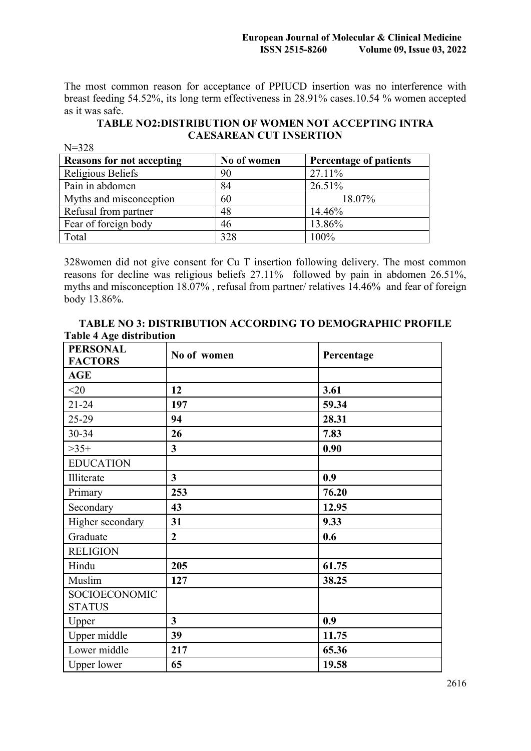The most common reason for acceptance of PPIUCD insertion was no interference with breast feeding 54.52%, its long term effectiveness in 28.91% cases.10.54 % women accepted as it was safe.

**TABLE NO2:DISTRIBUTION OF WOMEN NOT ACCEPTING INTRA CAESAREAN CUT INSERTION**

N=328

| Reasons for not accepting | No of women | Percentage of patients |
|---|---|---|
| Religious Beliefs | 90 | 27.11% |
| Pain in abdomen | 84 | 26.51% |
| Myths and misconception | 60 | 18.07% |
| Refusal from partner | 48 | 14.46% |
| Fear of foreign body | 46 | 13.86% |
| Total | 328 | 100% |

328women did not give consent for Cu T insertion following delivery. The most common reasons for decline was religious beliefs 27.11% followed by pain in abdomen 26.51%, myths and misconception 18.07% , refusal from partner/ relatives 14.46% and fear of foreign body 13.86%.

**TABLE NO 3: DISTRIBUTION ACCORDING TO DEMOGRAPHIC PROFILE**

**Table 4 Age distribution**

| PERSONAL FACTORS | No of women | Percentage |
|---|---|---|
| **AGE** | | |
| <20 | **12** | **3.61** |
| 21-24 | **197** | **59.34** |
| 25-29 | **94** | **28.31** |
| 30-34 | **26** | **7.83** |
| >35+ | **3** | **0.90** |
| EDUCATION | | |
| Illiterate | **3** | **0.9** |
| Primary | **253** | **76.20** |
| Secondary | **43** | **12.95** |
| Higher secondary | **31** | **9.33** |
| Graduate | **2** | **0.6** |
| RELIGION | | |
| Hindu | **205** | **61.75** |
| Muslim | **127** | **38.25** |
| SOCIOECONOMIC STATUS | | |
| Upper | **3** | **0.9** |
| Upper middle | **39** | **11.75** |
| Lower middle | **217** | **65.36** |
| Upper lower | **65** | **19.58** |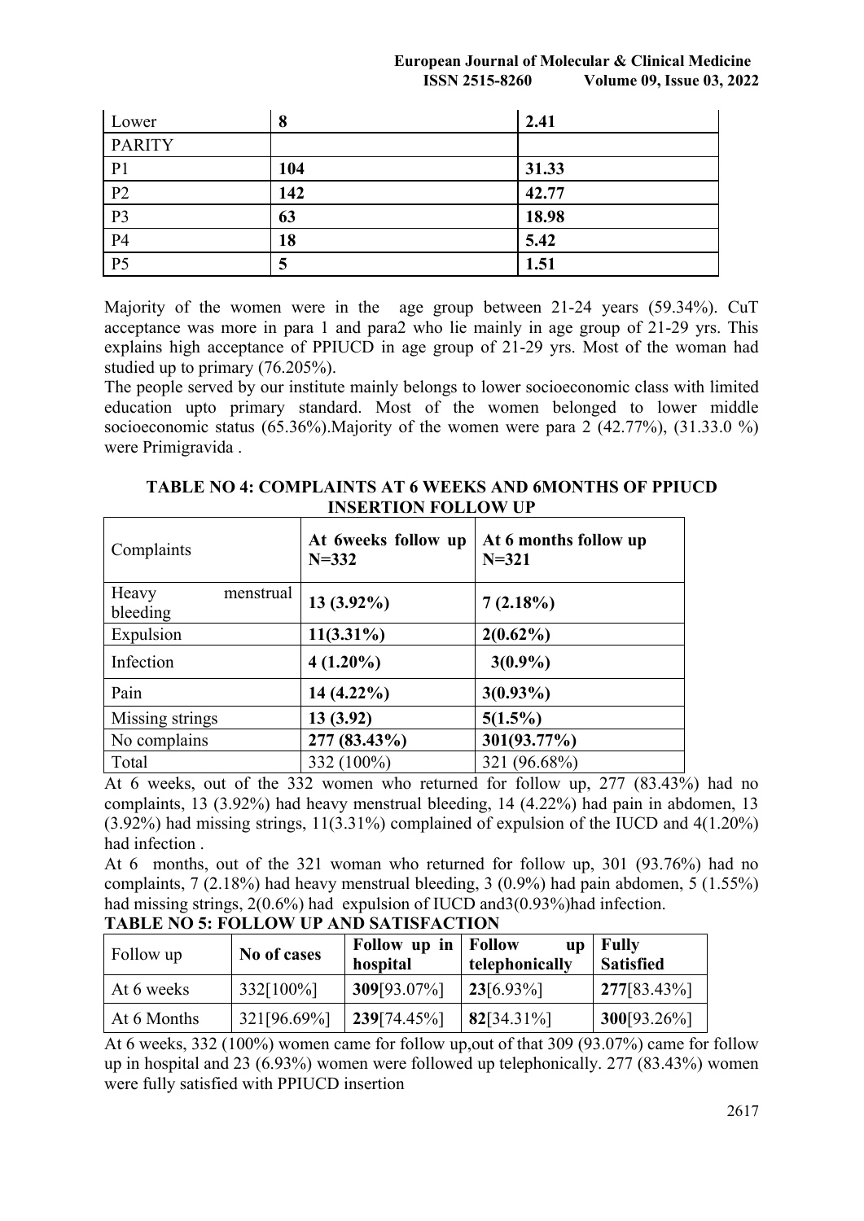| Lower | **8** | **2.41** |
|---|---|---|
| PARITY | | |
| P1 | **104** | **31.33** |
| P2 | **142** | **42.77** |
| P3 | **63** | **18.98** |
| P4 | **18** | **5.42** |
| P5 | **5** | **1.51** |

Majority of the women were in the age group between 21-24 years (59.34%). CuT acceptance was more in para 1 and para2 who lie mainly in age group of 21-29 yrs. This explains high acceptance of PPIUCD in age group of 21-29 yrs. Most of the woman had studied up to primary (76.205%).

The people served by our institute mainly belongs to lower socioeconomic class with limited education upto primary standard. Most of the women belonged to lower middle socioeconomic status (65.36%).Majority of the women were para 2 (42.77%), (31.33.0 %) were Primigravida .

**TABLE NO 4: COMPLAINTS AT 6 WEEKS AND 6MONTHS OF PPIUCD INSERTION FOLLOW UP**

| Complaints | **At 6weeks follow up N=332** | **At 6 months follow up N=321** |
|---|---|---|
| Heavy menstrual bleeding | **13 (3.92%)** | **7 (2.18%)** |
| Expulsion | **11(3.31%)** | **2(0.62%)** |
| Infection | **4 (1.20%)** | **3(0.9%)** |
| Pain | **14 (4.22%)** | **3(0.93%)** |
| Missing strings | **13 (3.92)** | **5(1.5%)** |
| No complains | **277 (83.43%)** | **301(93.77%)** |
| Total | 332 (100%) | 321 (96.68%) |

At 6 weeks, out of the 332 women who returned for follow up, 277 (83.43%) had no complaints, 13 (3.92%) had heavy menstrual bleeding, 14 (4.22%) had pain in abdomen, 13 (3.92%) had missing strings, 11(3.31%) complained of expulsion of the IUCD and 4(1.20%) had infection .

At 6 months, out of the 321 woman who returned for follow up, 301 (93.76%) had no complaints, 7 (2.18%) had heavy menstrual bleeding, 3 (0.9%) had pain abdomen, 5 (1.55%) had missing strings, 2(0.6%) had expulsion of IUCD and3(0.93%)had infection.

**TABLE NO 5: FOLLOW UP AND SATISFACTION**

| Follow up | **No of cases** | **Follow up in hospital** | **Follow up telephonically** | **Fully Satisfied** |
|---|---|---|---|---|
| At 6 weeks | 332[100%] | **309**[93.07%] | **23**[6.93%] | **277**[83.43%] |
| At 6 Months | 321[96.69%] | **239**[74.45%] | **82**[34.31%] | **300**[93.26%] |

At 6 weeks, 332 (100%) women came for follow up,out of that 309 (93.07%) came for follow up in hospital and 23 (6.93%) women were followed up telephonically. 277 (83.43%) women were fully satisfied with PPIUCD insertion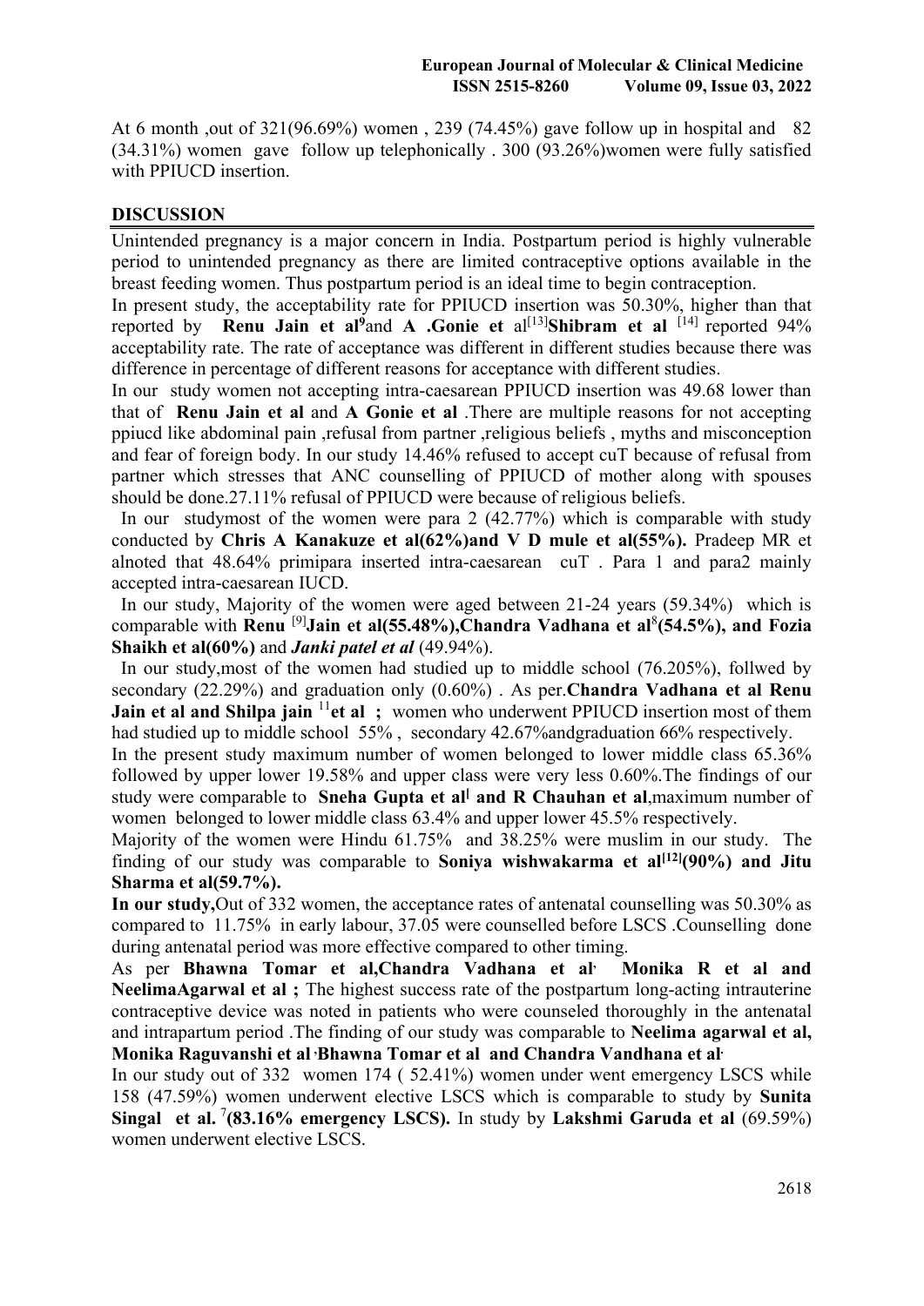At 6 month ,out of 321(96.69%) women , 239 (74.45%) gave follow up in hospital and 82 (34.31%) women gave follow up telephonically . 300 (93.26%)women were fully satisfied with PPIUCD insertion.

## DISCUSSION

Unintended pregnancy is a major concern in India. Postpartum period is highly vulnerable period to unintended pregnancy as there are limited contraceptive options available in the breast feeding women. Thus postpartum period is an ideal time to begin contraception.

In present study, the acceptability rate for PPIUCD insertion was 50.30%, higher than that reported by **Renu Jain et al**[9]and **A .Gonie et** al[13]**Shibram et al** [14] reported 94% acceptability rate. The rate of acceptance was different in different studies because there was difference in percentage of different reasons for acceptance with different studies.

In our study women not accepting intra-caesarean PPIUCD insertion was 49.68 lower than that of **Renu Jain et al** and **A Gonie et al** .There are multiple reasons for not accepting ppiucd like abdominal pain ,refusal from partner ,religious beliefs , myths and misconception and fear of foreign body. In our study 14.46% refused to accept cuT because of refusal from partner which stresses that ANC counselling of PPIUCD of mother along with spouses should be done.27.11% refusal of PPIUCD were because of religious beliefs.

In our studymost of the women were para 2 (42.77%) which is comparable with study conducted by **Chris A Kanakuze et al(62%)and V D mule et al(55%).** Pradeep MR et alnoted that 48.64% primipara inserted intra-caesarean cuT . Para 1 and para2 mainly accepted intra-caesarean IUCD.

In our study, Majority of the women were aged between 21-24 years (59.34%) which is comparable with **Renu** [9]**Jain et al(55.48%),Chandra Vadhana et al**[8]**(54.5%), and Fozia Shaikh et al(60%)** and ***Janki patel et al*** (49.94%).

In our study,most of the women had studied up to middle school (76.205%), follwed by secondary (22.29%) and graduation only (0.60%) . As per.**Chandra Vadhana et al Renu Jain et al and Shilpa jain** [11]**et al ;** women who underwent PPIUCD insertion most of them had studied up to middle school 55% , secondary 42.67%andgraduation 66% respectively.

In the present study maximum number of women belonged to lower middle class 65.36% followed by upper lower 19.58% and upper class were very less 0.60%.The findings of our study were comparable to **Sneha Gupta et al**[ **and R Chauhan et al**,maximum number of women belonged to lower middle class 63.4% and upper lower 45.5% respectively.

Majority of the women were Hindu 61.75% and 38.25% were muslim in our study. The finding of our study was comparable to **Soniya wishwakarma et al**[12]**(90%) and Jitu Sharma et al(59.7%).**

**In our study,**Out of 332 women, the acceptance rates of antenatal counselling was 50.30% as compared to 11.75% in early labour, 37.05 were counselled before LSCS .Counselling done during antenatal period was more effective compared to other timing.

As per **Bhawna Tomar et al,Chandra Vadhana et al, Monika R et al and NeelimaAgarwal et al ;** The highest success rate of the postpartum long-acting intrauterine contraceptive device was noted in patients who were counseled thoroughly in the antenatal and intrapartum period .The finding of our study was comparable to **Neelima agarwal et al, Monika Raguvanshi et al ,Bhawna Tomar et al and Chandra Vandhana et al.**

In our study out of 332 women 174 ( 52.41%) women under went emergency LSCS while 158 (47.59%) women underwent elective LSCS which is comparable to study by **Sunita Singal et al.** [7]**(83.16% emergency LSCS).** In study by **Lakshmi Garuda et al** (69.59%) women underwent elective LSCS.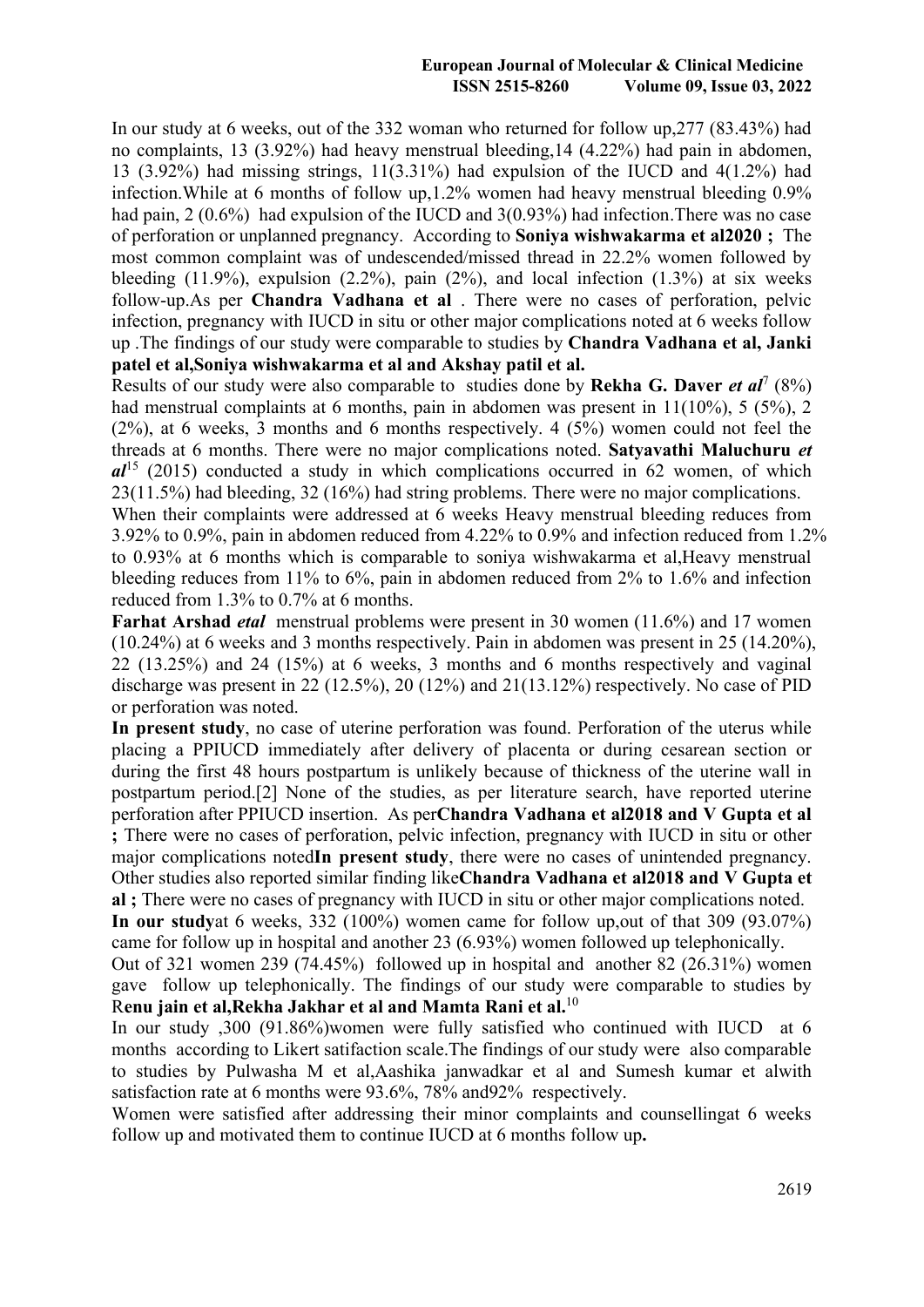In our study at 6 weeks, out of the 332 woman who returned for follow up,277 (83.43%) had no complaints, 13 (3.92%) had heavy menstrual bleeding,14 (4.22%) had pain in abdomen, 13 (3.92%) had missing strings, 11(3.31%) had expulsion of the IUCD and 4(1.2%) had infection.While at 6 months of follow up,1.2% women had heavy menstrual bleeding 0.9% had pain, 2 (0.6%) had expulsion of the IUCD and 3(0.93%) had infection.There was no case of perforation or unplanned pregnancy. According to **Soniya wishwakarma et al2020 ;** The most common complaint was of undescended/missed thread in 22.2% women followed by bleeding (11.9%), expulsion (2.2%), pain (2%), and local infection (1.3%) at six weeks follow-up.As per **Chandra Vadhana et al** . There were no cases of perforation, pelvic infection, pregnancy with IUCD in situ or other major complications noted at 6 weeks follow up .The findings of our study were comparable to studies by **Chandra Vadhana et al, Janki patel et al,Soniya wishwakarma et al and Akshay patil et al.**

Results of our study were also comparable to studies done by **Rekha G. Daver *et al*[7]** (8%) had menstrual complaints at 6 months, pain in abdomen was present in 11(10%), 5 (5%), 2 (2%), at 6 weeks, 3 months and 6 months respectively. 4 (5%) women could not feel the threads at 6 months. There were no major complications noted. **Satyavathi Maluchuru *et al*[15]** (2015) conducted a study in which complications occurred in 62 women, of which 23(11.5%) had bleeding, 32 (16%) had string problems. There were no major complications.

When their complaints were addressed at 6 weeks Heavy menstrual bleeding reduces from 3.92% to 0.9%, pain in abdomen reduced from 4.22% to 0.9% and infection reduced from 1.2% to 0.93% at 6 months which is comparable to soniya wishwakarma et al,Heavy menstrual bleeding reduces from 11% to 6%, pain in abdomen reduced from 2% to 1.6% and infection reduced from 1.3% to 0.7% at 6 months.

**Farhat Arshad *etal*** menstrual problems were present in 30 women (11.6%) and 17 women (10.24%) at 6 weeks and 3 months respectively. Pain in abdomen was present in 25 (14.20%), 22 (13.25%) and 24 (15%) at 6 weeks, 3 months and 6 months respectively and vaginal discharge was present in 22 (12.5%), 20 (12%) and 21(13.12%) respectively. No case of PID or perforation was noted.

**In present study**, no case of uterine perforation was found. Perforation of the uterus while placing a PPIUCD immediately after delivery of placenta or during cesarean section or during the first 48 hours postpartum is unlikely because of thickness of the uterine wall in postpartum period.[2] None of the studies, as per literature search, have reported uterine perforation after PPIUCD insertion. As per**Chandra Vadhana et al2018 and V Gupta et al ;** There were no cases of perforation, pelvic infection, pregnancy with IUCD in situ or other major complications noted**In present study**, there were no cases of unintended pregnancy. Other studies also reported similar finding like**Chandra Vadhana et al2018 and V Gupta et al ;** There were no cases of pregnancy with IUCD in situ or other major complications noted.

**In our study**at 6 weeks, 332 (100%) women came for follow up,out of that 309 (93.07%) came for follow up in hospital and another 23 (6.93%) women followed up telephonically.

Out of 321 women 239 (74.45%) followed up in hospital and another 82 (26.31%) women gave follow up telephonically. The findings of our study were comparable to studies by R**enu jain et al,Rekha Jakhar et al and Mamta Rani et al.**[10]

In our study ,300 (91.86%)women were fully satisfied who continued with IUCD at 6 months according to Likert satifaction scale.The findings of our study were also comparable to studies by Pulwasha M et al,Aashika janwadkar et al and Sumesh kumar et alwith satisfaction rate at 6 months were 93.6%, 78% and92% respectively.

Women were satisfied after addressing their minor complaints and counsellingat 6 weeks follow up and motivated them to continue IUCD at 6 months follow up**.**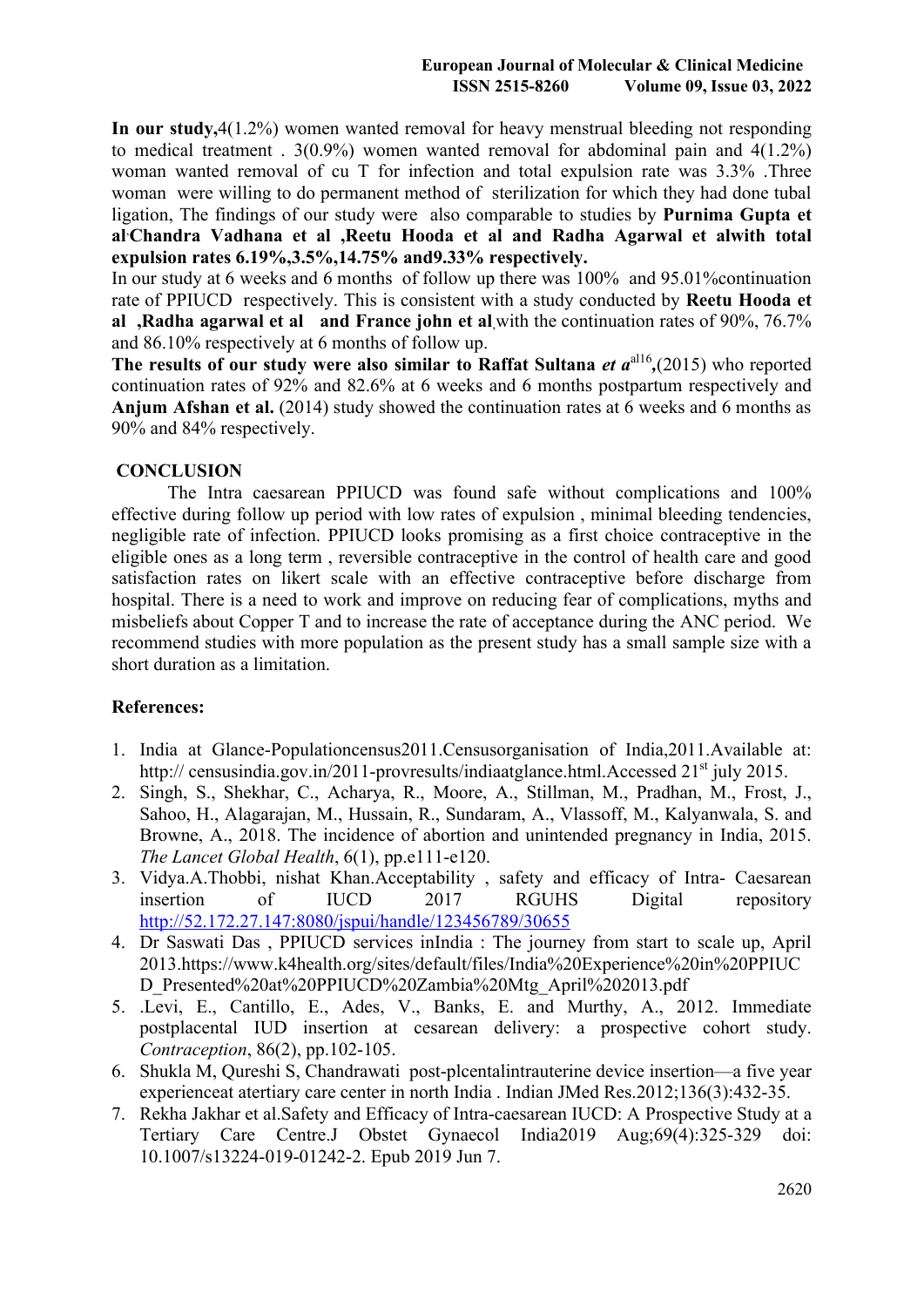**In our study,**4(1.2%) women wanted removal for heavy menstrual bleeding not responding to medical treatment . 3(0.9%) women wanted removal for abdominal pain and 4(1.2%) woman wanted removal of cu T for infection and total expulsion rate was 3.3% .Three woman were willing to do permanent method of sterilization for which they had done tubal ligation, The findings of our study were also comparable to studies by **Purnima Gupta et al, Chandra Vadhana et al ,Reetu Hooda et al and Radha Agarwal et alwith total expulsion rates 6.19%,3.5%,14.75% and9.33% respectively.**

In our study at 6 weeks and 6 months of follow up there was 100% and 95.01%continuation rate of PPIUCD respectively. This is consistent with a study conducted by **Reetu Hooda et al ,Radha agarwal et al and France john et al**,with the continuation rates of 90%, 76.7% and 86.10% respectively at 6 months of follow up.

**The results of our study were also similar to Raffat Sultana** ***et a*****[al16],**(2015) who reported continuation rates of 92% and 82.6% at 6 weeks and 6 months postpartum respectively and **Anjum Afshan et al.** (2014) study showed the continuation rates at 6 weeks and 6 months as 90% and 84% respectively.

## CONCLUSION

The Intra caesarean PPIUCD was found safe without complications and 100% effective during follow up period with low rates of expulsion , minimal bleeding tendencies, negligible rate of infection. PPIUCD looks promising as a first choice contraceptive in the eligible ones as a long term , reversible contraceptive in the control of health care and good satisfaction rates on likert scale with an effective contraceptive before discharge from hospital. There is a need to work and improve on reducing fear of complications, myths and misbeliefs about Copper T and to increase the rate of acceptance during the ANC period. We recommend studies with more population as the present study has a small sample size with a short duration as a limitation.

## References:

1. India at Glance-Populationcensus2011.Censusorganisation of India,2011.Available at: http:// censusindia.gov.in/2011-provresults/indiaatglance.html.Accessed 21st july 2015.
2. Singh, S., Shekhar, C., Acharya, R., Moore, A., Stillman, M., Pradhan, M., Frost, J., Sahoo, H., Alagarajan, M., Hussain, R., Sundaram, A., Vlassoff, M., Kalyanwala, S. and Browne, A., 2018. The incidence of abortion and unintended pregnancy in India, 2015. *The Lancet Global Health*, 6(1), pp.e111-e120.
3. Vidya.A.Thobbi, nishat Khan.Acceptability , safety and efficacy of Intra- Caesarean insertion of IUCD 2017 RGUHS Digital repository http://52.172.27.147:8080/jspui/handle/123456789/30655
4. Dr Saswati Das , PPIUCD services inIndia : The journey from start to scale up, April 2013.https://www.k4health.org/sites/default/files/India%20Experience%20in%20PPIUCD_Presented%20at%20PPIUCD%20Zambia%20Mtg_April%202013.pdf
5. .Levi, E., Cantillo, E., Ades, V., Banks, E. and Murthy, A., 2012. Immediate postplacental IUD insertion at cesarean delivery: a prospective cohort study. *Contraception*, 86(2), pp.102-105.
6. Shukla M, Qureshi S, Chandrawati post-plcentalintrauterine device insertion—a five year experienceat atertiary care center in north India . Indian JMed Res.2012;136(3):432-35.
7. Rekha Jakhar et al.Safety and Efficacy of Intra-caesarean IUCD: A Prospective Study at a Tertiary Care Centre.J Obstet Gynaecol India2019 Aug;69(4):325-329 doi: 10.1007/s13224-019-01242-2. Epub 2019 Jun 7.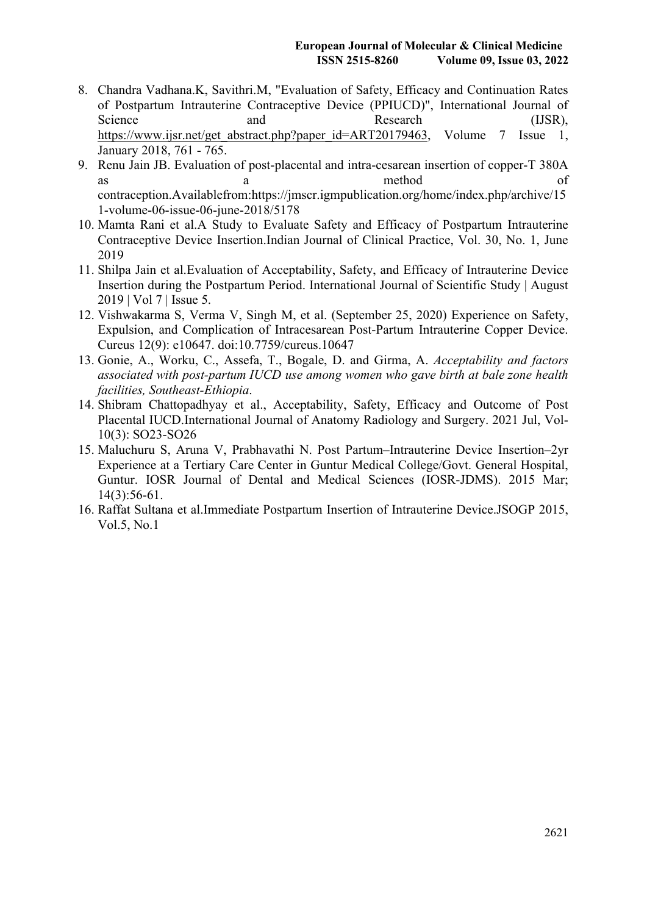8. Chandra Vadhana.K, Savithri.M, "Evaluation of Safety, Efficacy and Continuation Rates of Postpartum Intrauterine Contraceptive Device (PPIUCD)", International Journal of Science and Research (IJSR), https://www.ijsr.net/get_abstract.php?paper_id=ART20179463, Volume 7 Issue 1, January 2018, 761 - 765.
9. Renu Jain JB. Evaluation of post-placental and intra-cesarean insertion of copper-T 380A as a method of contraception.Availablefrom:https://jmscr.igmpublication.org/home/index.php/archive/151-volume-06-issue-06-june-2018/5178
10. Mamta Rani et al.A Study to Evaluate Safety and Efficacy of Postpartum Intrauterine Contraceptive Device Insertion.Indian Journal of Clinical Practice, Vol. 30, No. 1, June 2019
11. Shilpa Jain et al.Evaluation of Acceptability, Safety, and Efficacy of Intrauterine Device Insertion during the Postpartum Period. International Journal of Scientific Study | August 2019 | Vol 7 | Issue 5.
12. Vishwakarma S, Verma V, Singh M, et al. (September 25, 2020) Experience on Safety, Expulsion, and Complication of Intracesarean Post-Partum Intrauterine Copper Device. Cureus 12(9): e10647. doi:10.7759/cureus.10647
13. Gonie, A., Worku, C., Assefa, T., Bogale, D. and Girma, A. *Acceptability and factors associated with post-partum IUCD use among women who gave birth at bale zone health facilities, Southeast-Ethiopia*.
14. Shibram Chattopadhyay et al., Acceptability, Safety, Efficacy and Outcome of Post Placental IUCD.International Journal of Anatomy Radiology and Surgery. 2021 Jul, Vol-10(3): SO23-SO26
15. Maluchuru S, Aruna V, Prabhavathi N. Post Partum–Intrauterine Device Insertion–2yr Experience at a Tertiary Care Center in Guntur Medical College/Govt. General Hospital, Guntur. IOSR Journal of Dental and Medical Sciences (IOSR-JDMS). 2015 Mar; 14(3):56-61.
16. Raffat Sultana et al.Immediate Postpartum Insertion of Intrauterine Device.JSOGP 2015, Vol.5, No.1